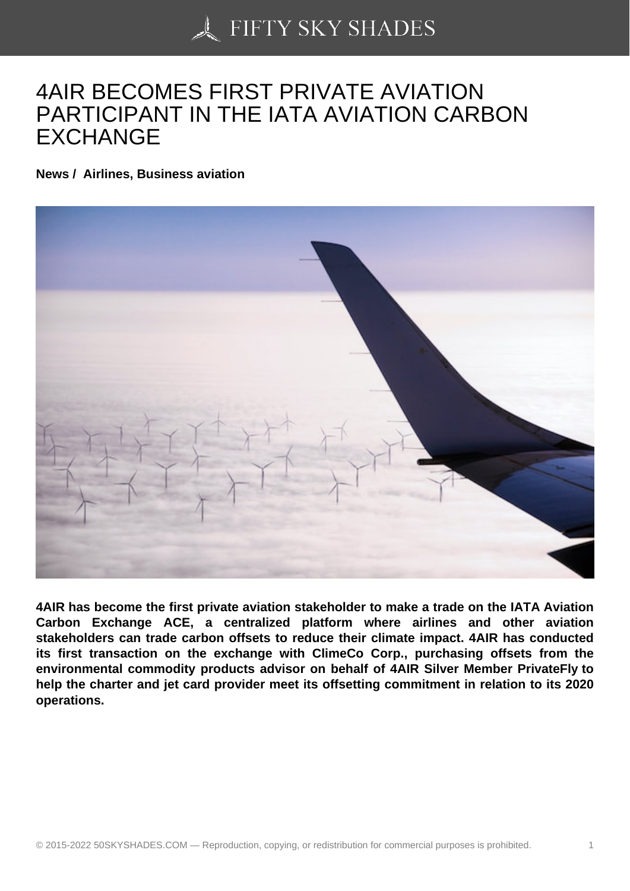# 4AIR BECOMES FIRST PRIVATE AVIATION PARTICIPANT IN THE IATA AVIATION CARBON EXCHANGE

**News / Airlines, Business aviation**

**4AIR has become the first private aviation stakeholder to make a trade on the IATA Aviation Carbon Exchange ACE, a centralized platform where airlines and other aviation stakeholders can trade carbon offsets to reduce their climate impact. 4AIR has conducted its first transaction on the exchange with ClimeCo Corp., purchasing offsets from the environmental commodity products advisor on behalf of 4AIR Silver Member PrivateFly to help the charter and jet card provider meet its offsetting commitment in relation to its 2020 operations.**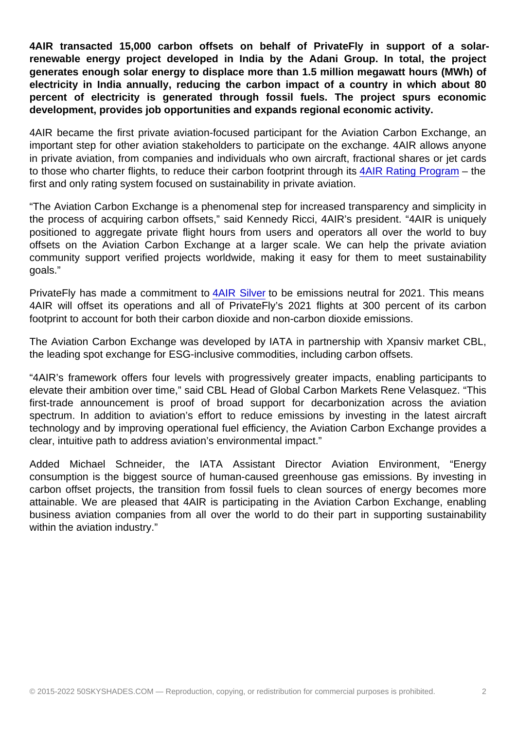**4AIR transacted 15,000 carbon offsets on behalf of PrivateFly in support of a solar-renewable energy project developed in India by the Adani Group. In total, the project generates enough solar energy to displace more than 1.5 million megawatt hours (MWh) of electricity in India annually, reducing the carbon impact of a country in which about 80 percent of electricity is generated through fossil fuels. The project spurs economic development, provides job opportunities and expands regional economic activity.**

4AIR became the first private aviation-focused participant for the Aviation Carbon Exchange, an important step for other aviation stakeholders to participate on the exchange. 4AIR allows anyone in private aviation, from companies and individuals who own aircraft, fractional shares or jet cards to those who charter flights, to reduce their carbon footprint through its 4AIR Rating Program – the first and only rating system focused on sustainability in private aviation.

“The Aviation Carbon Exchange is a phenomenal step for increased transparency and simplicity in the process of acquiring carbon offsets,” said Kennedy Ricci, 4AIR’s president. “4AIR is uniquely positioned to aggregate private flight hours from users and operators all over the world to buy offsets on the Aviation Carbon Exchange at a larger scale. We can help the private aviation community support verified projects worldwide, making it easy for them to meet sustainability goals.”

PrivateFly has made a commitment to 4AIR Silver to be emissions neutral for 2021. This means 4AIR will offset its operations and all of PrivateFly’s 2021 flights at 300 percent of its carbon footprint to account for both their carbon dioxide and non-carbon dioxide emissions.

The Aviation Carbon Exchange was developed by IATA in partnership with Xpansiv market CBL, the leading spot exchange for ESG-inclusive commodities, including carbon offsets.

“4AIR’s framework offers four levels with progressively greater impacts, enabling participants to elevate their ambition over time,” said CBL Head of Global Carbon Markets Rene Velasquez. “This first-trade announcement is proof of broad support for decarbonization across the aviation spectrum. In addition to aviation’s effort to reduce emissions by investing in the latest aircraft technology and by improving operational fuel efficiency, the Aviation Carbon Exchange provides a clear, intuitive path to address aviation’s environmental impact.”

Added Michael Schneider, the IATA Assistant Director Aviation Environment, “Energy consumption is the biggest source of human-caused greenhouse gas emissions. By investing in carbon offset projects, the transition from fossil fuels to clean sources of energy becomes more attainable. We are pleased that 4AIR is participating in the Aviation Carbon Exchange, enabling business aviation companies from all over the world to do their part in supporting sustainability within the aviation industry.”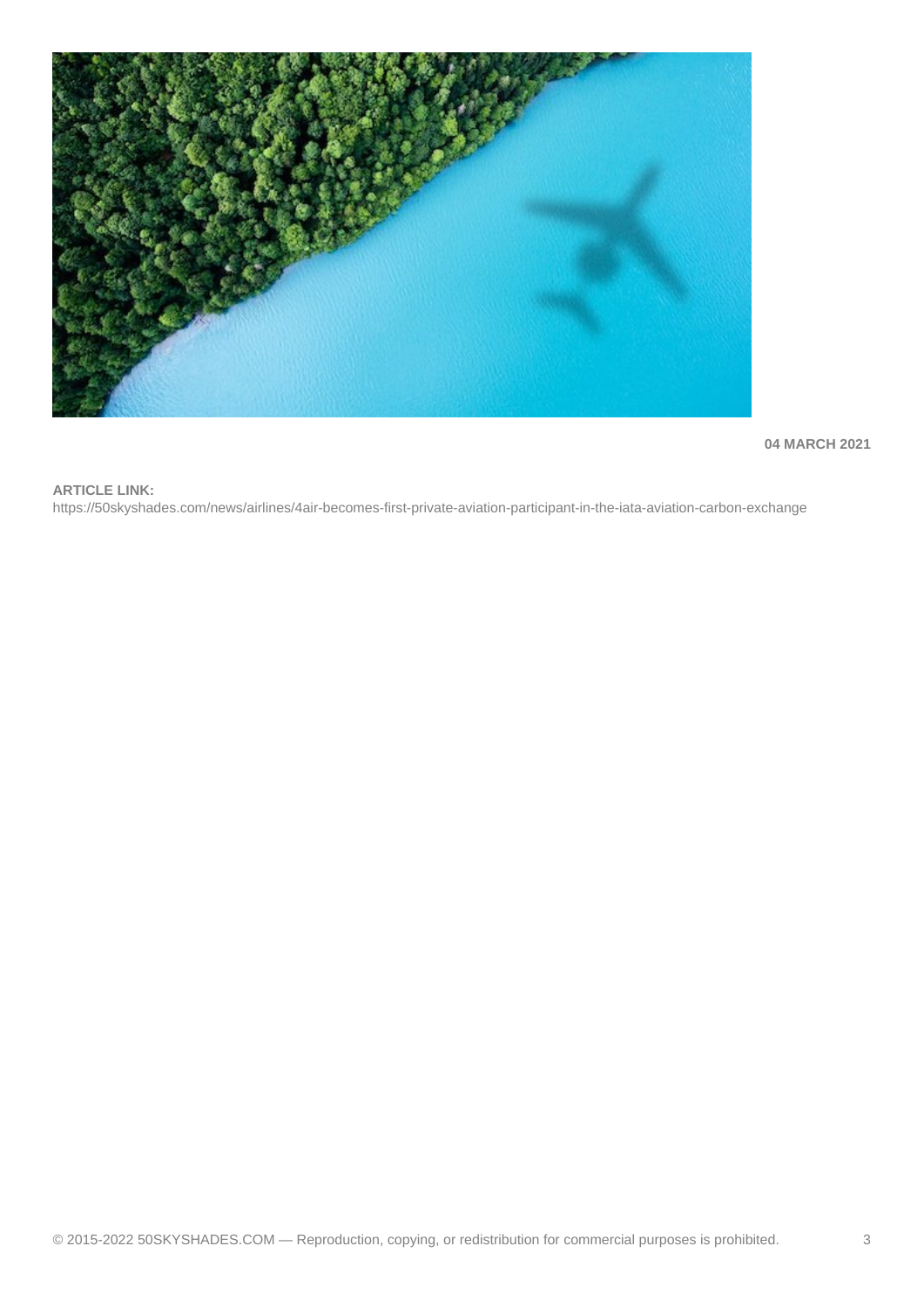**04 MARCH 2021**

**ARTICLE LINK:**
https://50skyshades.com/news/airlines/4air-becomes-first-private-aviation-participant-in-the-iata-aviation-carbon-exchange